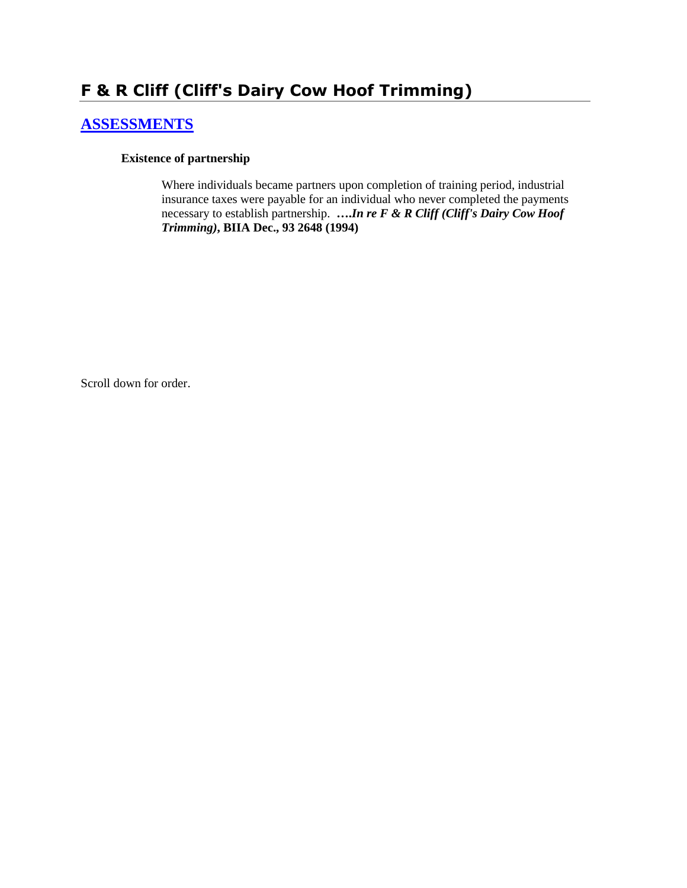# F & R Cliff (Cliff's Dairy Cow Hoof Trimming)

## ASSESSMENTS

**Existence of partnership**

> Where individuals became partners upon completion of training period, industrial insurance taxes were payable for an individual who never completed the payments necessary to establish partnership. **….*In re F & R Cliff (Cliff's Dairy Cow Hoof Trimming)*, BIIA Dec., 93 2648 (1994)**

Scroll down for order.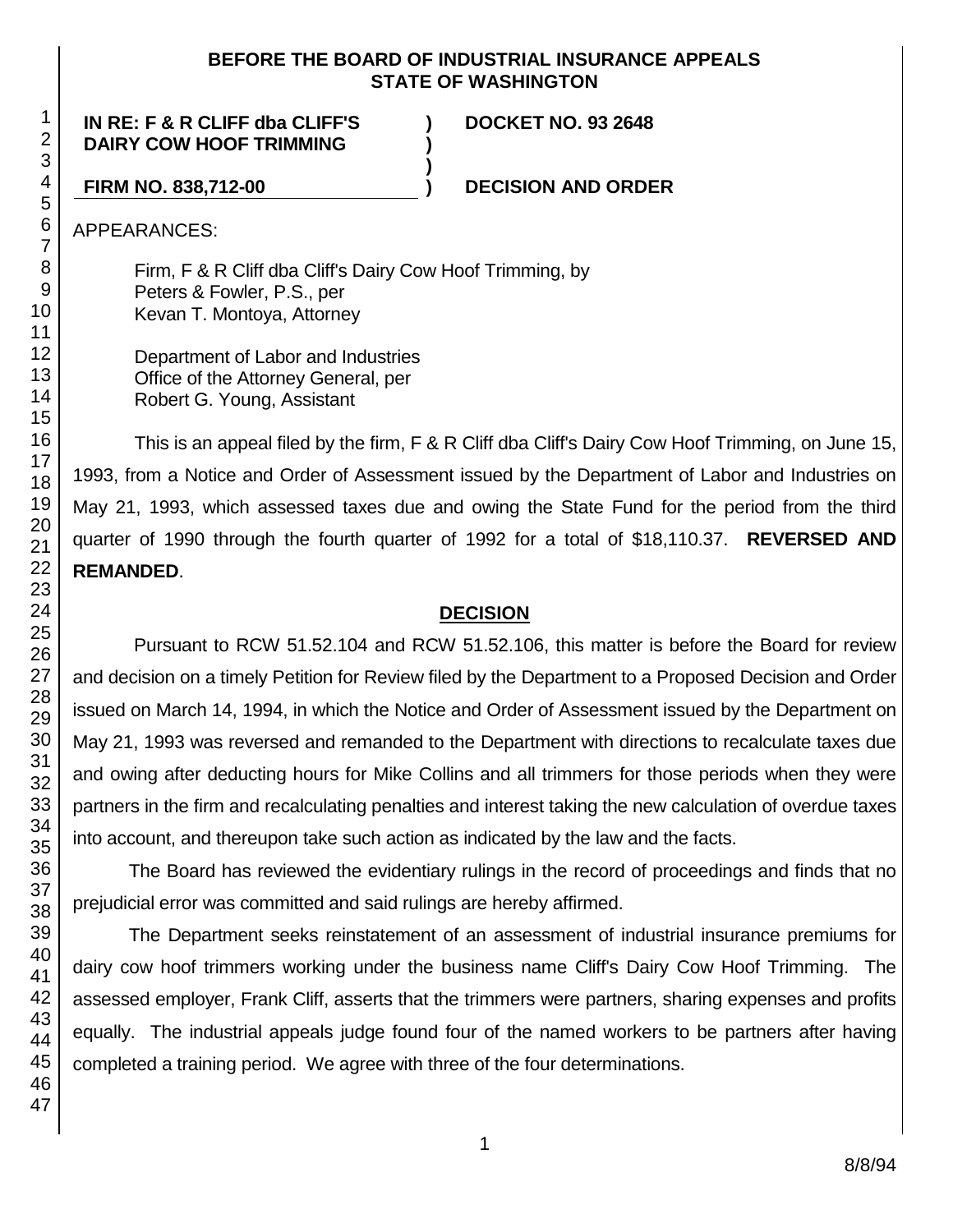# BEFORE THE BOARD OF INDUSTRIAL INSURANCE APPEALS
# STATE OF WASHINGTON

**IN RE: F & R CLIFF dba CLIFF'S DAIRY COW HOOF TRIMMING**

**FIRM NO. 838,712-00**

**DOCKET NO. 93 2648**

**DECISION AND ORDER**

APPEARANCES:

Firm, F & R Cliff dba Cliff's Dairy Cow Hoof Trimming, by
Peters & Fowler, P.S., per
Kevan T. Montoya, Attorney

Department of Labor and Industries
Office of the Attorney General, per
Robert G. Young, Assistant

This is an appeal filed by the firm, F & R Cliff dba Cliff's Dairy Cow Hoof Trimming, on June 15, 1993, from a Notice and Order of Assessment issued by the Department of Labor and Industries on May 21, 1993, which assessed taxes due and owing the State Fund for the period from the third quarter of 1990 through the fourth quarter of 1992 for a total of $18,110.37. **REVERSED AND REMANDED**.

## DECISION

Pursuant to RCW 51.52.104 and RCW 51.52.106, this matter is before the Board for review and decision on a timely Petition for Review filed by the Department to a Proposed Decision and Order issued on March 14, 1994, in which the Notice and Order of Assessment issued by the Department on May 21, 1993 was reversed and remanded to the Department with directions to recalculate taxes due and owing after deducting hours for Mike Collins and all trimmers for those periods when they were partners in the firm and recalculating penalties and interest taking the new calculation of overdue taxes into account, and thereupon take such action as indicated by the law and the facts.

The Board has reviewed the evidentiary rulings in the record of proceedings and finds that no prejudicial error was committed and said rulings are hereby affirmed.

The Department seeks reinstatement of an assessment of industrial insurance premiums for dairy cow hoof trimmers working under the business name Cliff's Dairy Cow Hoof Trimming. The assessed employer, Frank Cliff, asserts that the trimmers were partners, sharing expenses and profits equally. The industrial appeals judge found four of the named workers to be partners after having completed a training period. We agree with three of the four determinations.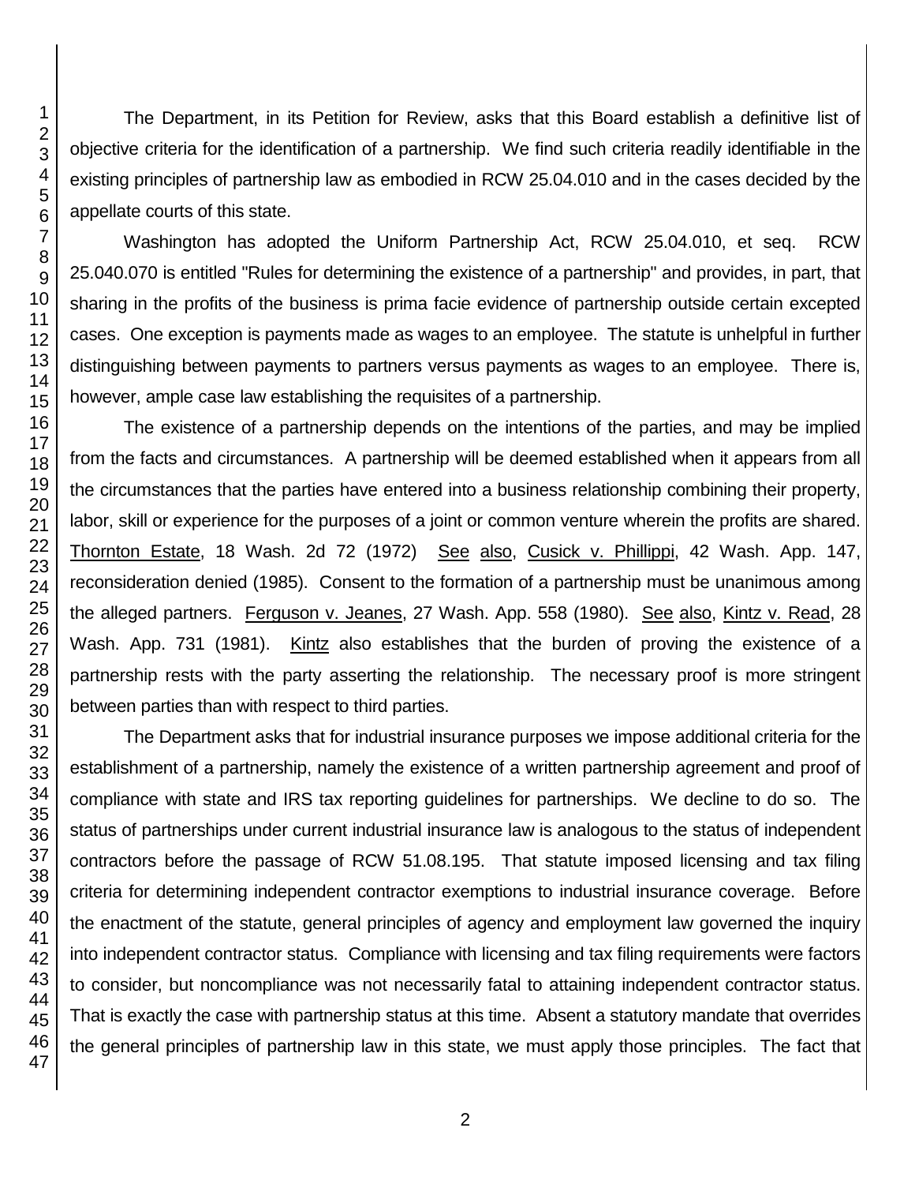The Department, in its Petition for Review, asks that this Board establish a definitive list of objective criteria for the identification of a partnership. We find such criteria readily identifiable in the existing principles of partnership law as embodied in RCW 25.04.010 and in the cases decided by the appellate courts of this state.

Washington has adopted the Uniform Partnership Act, RCW 25.04.010, et seq. RCW 25.040.070 is entitled "Rules for determining the existence of a partnership" and provides, in part, that sharing in the profits of the business is prima facie evidence of partnership outside certain excepted cases. One exception is payments made as wages to an employee. The statute is unhelpful in further distinguishing between payments to partners versus payments as wages to an employee. There is, however, ample case law establishing the requisites of a partnership.

The existence of a partnership depends on the intentions of the parties, and may be implied from the facts and circumstances. A partnership will be deemed established when it appears from all the circumstances that the parties have entered into a business relationship combining their property, labor, skill or experience for the purposes of a joint or common venture wherein the profits are shared. Thornton Estate, 18 Wash. 2d 72 (1972) See also, Cusick v. Phillippi, 42 Wash. App. 147, reconsideration denied (1985). Consent to the formation of a partnership must be unanimous among the alleged partners. Ferguson v. Jeanes, 27 Wash. App. 558 (1980). See also, Kintz v. Read, 28 Wash. App. 731 (1981). Kintz also establishes that the burden of proving the existence of a partnership rests with the party asserting the relationship. The necessary proof is more stringent between parties than with respect to third parties.

The Department asks that for industrial insurance purposes we impose additional criteria for the establishment of a partnership, namely the existence of a written partnership agreement and proof of compliance with state and IRS tax reporting guidelines for partnerships. We decline to do so. The status of partnerships under current industrial insurance law is analogous to the status of independent contractors before the passage of RCW 51.08.195. That statute imposed licensing and tax filing criteria for determining independent contractor exemptions to industrial insurance coverage. Before the enactment of the statute, general principles of agency and employment law governed the inquiry into independent contractor status. Compliance with licensing and tax filing requirements were factors to consider, but noncompliance was not necessarily fatal to attaining independent contractor status. That is exactly the case with partnership status at this time. Absent a statutory mandate that overrides the general principles of partnership law in this state, we must apply those principles. The fact that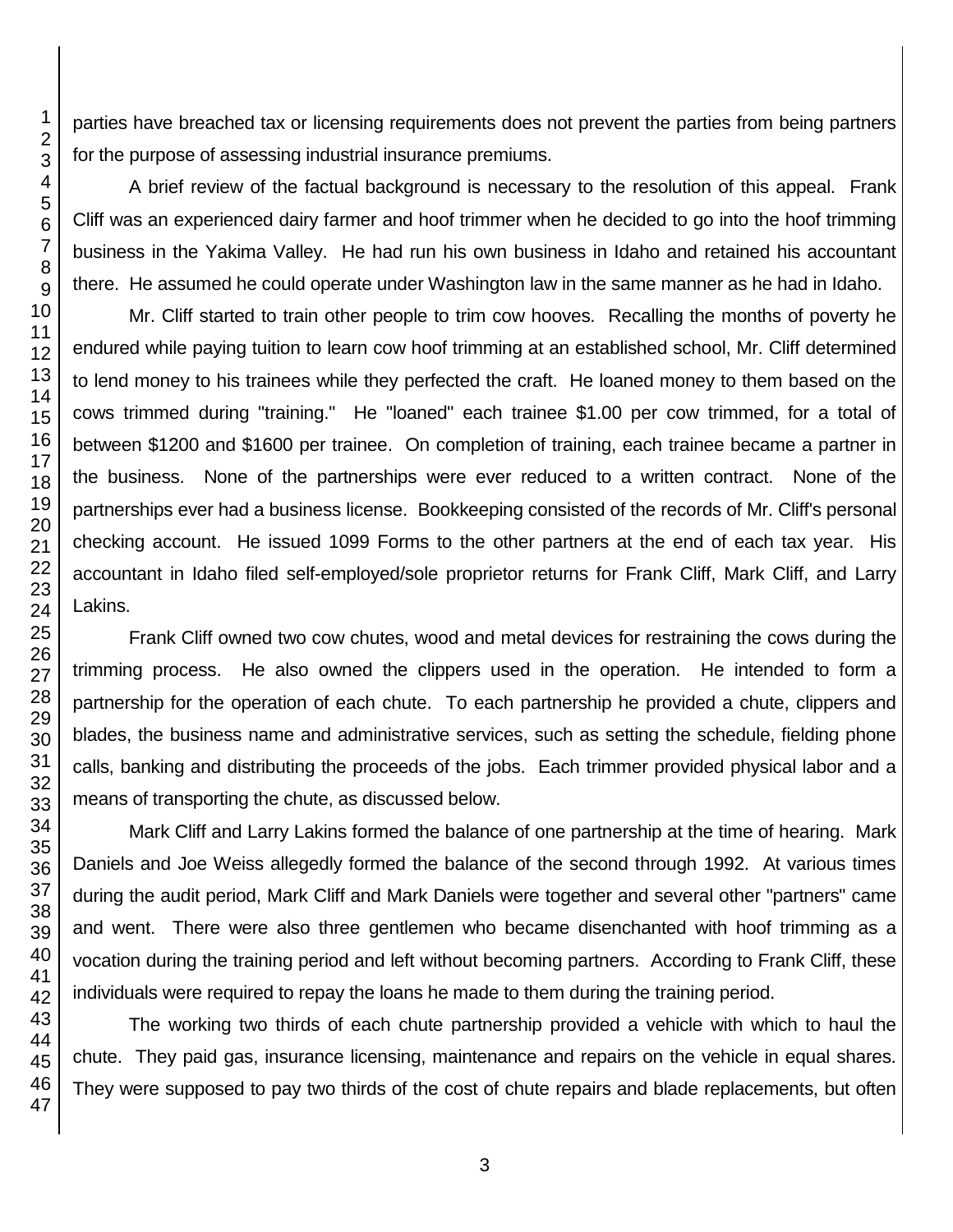parties have breached tax or licensing requirements does not prevent the parties from being partners for the purpose of assessing industrial insurance premiums.

A brief review of the factual background is necessary to the resolution of this appeal. Frank Cliff was an experienced dairy farmer and hoof trimmer when he decided to go into the hoof trimming business in the Yakima Valley. He had run his own business in Idaho and retained his accountant there. He assumed he could operate under Washington law in the same manner as he had in Idaho.

Mr. Cliff started to train other people to trim cow hooves. Recalling the months of poverty he endured while paying tuition to learn cow hoof trimming at an established school, Mr. Cliff determined to lend money to his trainees while they perfected the craft. He loaned money to them based on the cows trimmed during "training." He "loaned" each trainee $1.00 per cow trimmed, for a total of between $1200 and $1600 per trainee. On completion of training, each trainee became a partner in the business. None of the partnerships were ever reduced to a written contract. None of the partnerships ever had a business license. Bookkeeping consisted of the records of Mr. Cliff's personal checking account. He issued 1099 Forms to the other partners at the end of each tax year. His accountant in Idaho filed self-employed/sole proprietor returns for Frank Cliff, Mark Cliff, and Larry Lakins.

Frank Cliff owned two cow chutes, wood and metal devices for restraining the cows during the trimming process. He also owned the clippers used in the operation. He intended to form a partnership for the operation of each chute. To each partnership he provided a chute, clippers and blades, the business name and administrative services, such as setting the schedule, fielding phone calls, banking and distributing the proceeds of the jobs. Each trimmer provided physical labor and a means of transporting the chute, as discussed below.

Mark Cliff and Larry Lakins formed the balance of one partnership at the time of hearing. Mark Daniels and Joe Weiss allegedly formed the balance of the second through 1992. At various times during the audit period, Mark Cliff and Mark Daniels were together and several other "partners" came and went. There were also three gentlemen who became disenchanted with hoof trimming as a vocation during the training period and left without becoming partners. According to Frank Cliff, these individuals were required to repay the loans he made to them during the training period.

The working two thirds of each chute partnership provided a vehicle with which to haul the chute. They paid gas, insurance licensing, maintenance and repairs on the vehicle in equal shares. They were supposed to pay two thirds of the cost of chute repairs and blade replacements, but often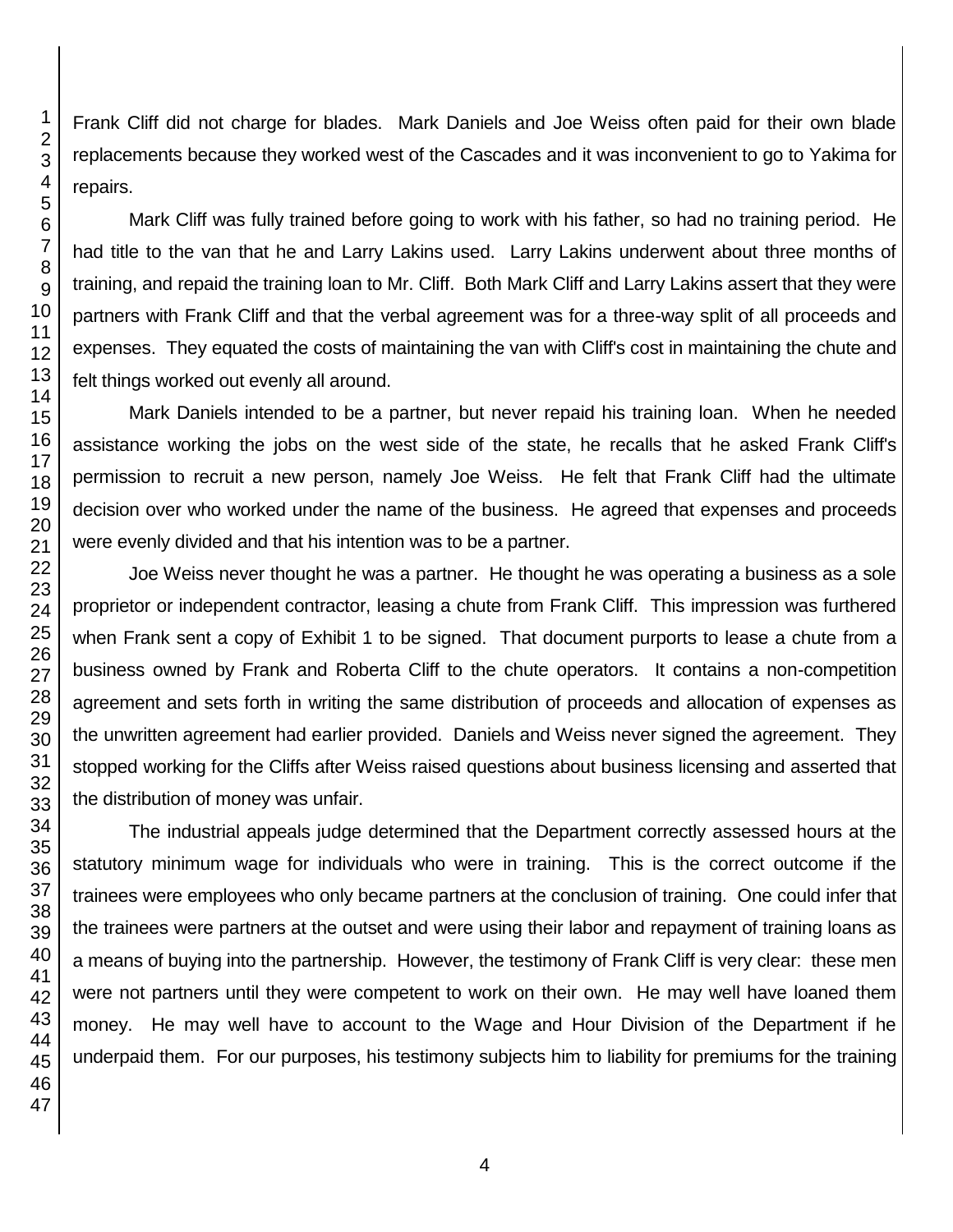Frank Cliff did not charge for blades. Mark Daniels and Joe Weiss often paid for their own blade replacements because they worked west of the Cascades and it was inconvenient to go to Yakima for repairs.

Mark Cliff was fully trained before going to work with his father, so had no training period. He had title to the van that he and Larry Lakins used. Larry Lakins underwent about three months of training, and repaid the training loan to Mr. Cliff. Both Mark Cliff and Larry Lakins assert that they were partners with Frank Cliff and that the verbal agreement was for a three-way split of all proceeds and expenses. They equated the costs of maintaining the van with Cliff's cost in maintaining the chute and felt things worked out evenly all around.

Mark Daniels intended to be a partner, but never repaid his training loan. When he needed assistance working the jobs on the west side of the state, he recalls that he asked Frank Cliff's permission to recruit a new person, namely Joe Weiss. He felt that Frank Cliff had the ultimate decision over who worked under the name of the business. He agreed that expenses and proceeds were evenly divided and that his intention was to be a partner.

Joe Weiss never thought he was a partner. He thought he was operating a business as a sole proprietor or independent contractor, leasing a chute from Frank Cliff. This impression was furthered when Frank sent a copy of Exhibit 1 to be signed. That document purports to lease a chute from a business owned by Frank and Roberta Cliff to the chute operators. It contains a non-competition agreement and sets forth in writing the same distribution of proceeds and allocation of expenses as the unwritten agreement had earlier provided. Daniels and Weiss never signed the agreement. They stopped working for the Cliffs after Weiss raised questions about business licensing and asserted that the distribution of money was unfair.

The industrial appeals judge determined that the Department correctly assessed hours at the statutory minimum wage for individuals who were in training. This is the correct outcome if the trainees were employees who only became partners at the conclusion of training. One could infer that the trainees were partners at the outset and were using their labor and repayment of training loans as a means of buying into the partnership. However, the testimony of Frank Cliff is very clear: these men were not partners until they were competent to work on their own. He may well have loaned them money. He may well have to account to the Wage and Hour Division of the Department if he underpaid them. For our purposes, his testimony subjects him to liability for premiums for the training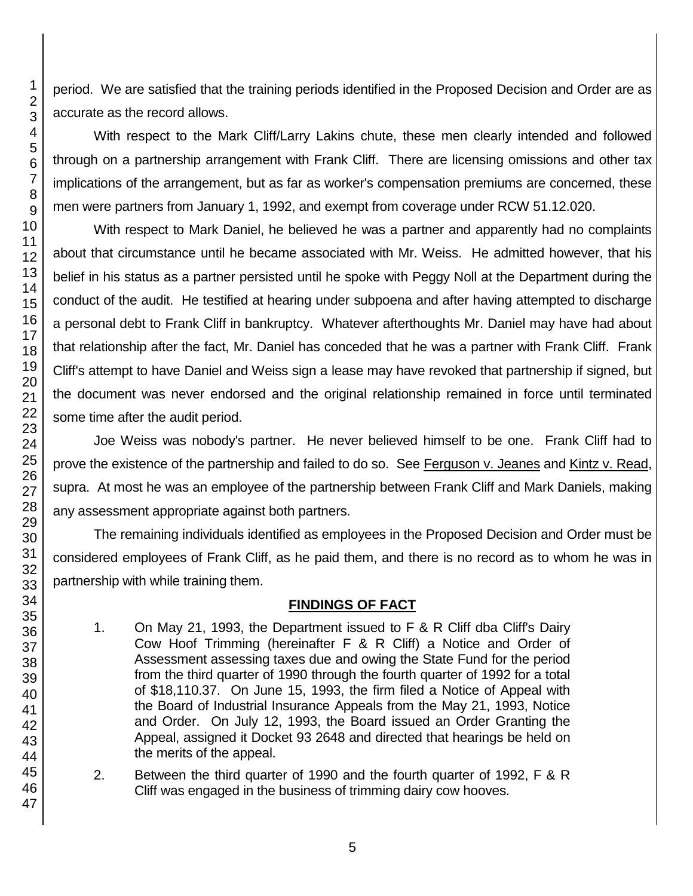period. We are satisfied that the training periods identified in the Proposed Decision and Order are as accurate as the record allows.

With respect to the Mark Cliff/Larry Lakins chute, these men clearly intended and followed through on a partnership arrangement with Frank Cliff. There are licensing omissions and other tax implications of the arrangement, but as far as worker's compensation premiums are concerned, these men were partners from January 1, 1992, and exempt from coverage under RCW 51.12.020.

With respect to Mark Daniel, he believed he was a partner and apparently had no complaints about that circumstance until he became associated with Mr. Weiss. He admitted however, that his belief in his status as a partner persisted until he spoke with Peggy Noll at the Department during the conduct of the audit. He testified at hearing under subpoena and after having attempted to discharge a personal debt to Frank Cliff in bankruptcy. Whatever afterthoughts Mr. Daniel may have had about that relationship after the fact, Mr. Daniel has conceded that he was a partner with Frank Cliff. Frank Cliff's attempt to have Daniel and Weiss sign a lease may have revoked that partnership if signed, but the document was never endorsed and the original relationship remained in force until terminated some time after the audit period.

Joe Weiss was nobody's partner. He never believed himself to be one. Frank Cliff had to prove the existence of the partnership and failed to do so. See Ferguson v. Jeanes and Kintz v. Read, supra. At most he was an employee of the partnership between Frank Cliff and Mark Daniels, making any assessment appropriate against both partners.

The remaining individuals identified as employees in the Proposed Decision and Order must be considered employees of Frank Cliff, as he paid them, and there is no record as to whom he was in partnership with while training them.

## FINDINGS OF FACT

1. On May 21, 1993, the Department issued to F & R Cliff dba Cliff's Dairy Cow Hoof Trimming (hereinafter F & R Cliff) a Notice and Order of Assessment assessing taxes due and owing the State Fund for the period from the third quarter of 1990 through the fourth quarter of 1992 for a total of $18,110.37. On June 15, 1993, the firm filed a Notice of Appeal with the Board of Industrial Insurance Appeals from the May 21, 1993, Notice and Order. On July 12, 1993, the Board issued an Order Granting the Appeal, assigned it Docket 93 2648 and directed that hearings be held on the merits of the appeal.

2. Between the third quarter of 1990 and the fourth quarter of 1992, F & R Cliff was engaged in the business of trimming dairy cow hooves.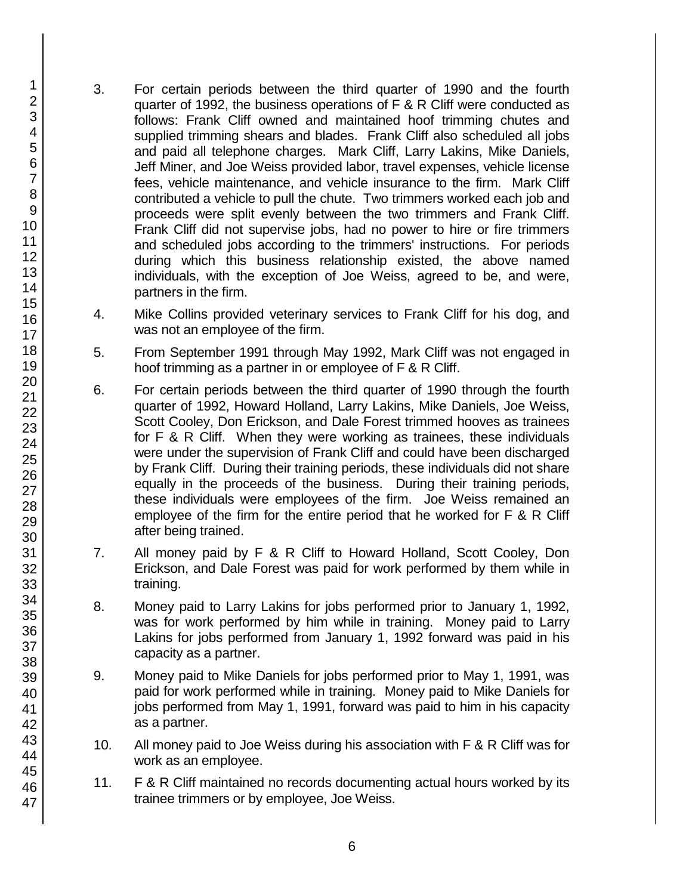3. For certain periods between the third quarter of 1990 and the fourth quarter of 1992, the business operations of F & R Cliff were conducted as follows: Frank Cliff owned and maintained hoof trimming chutes and supplied trimming shears and blades. Frank Cliff also scheduled all jobs and paid all telephone charges. Mark Cliff, Larry Lakins, Mike Daniels, Jeff Miner, and Joe Weiss provided labor, travel expenses, vehicle license fees, vehicle maintenance, and vehicle insurance to the firm. Mark Cliff contributed a vehicle to pull the chute. Two trimmers worked each job and proceeds were split evenly between the two trimmers and Frank Cliff. Frank Cliff did not supervise jobs, had no power to hire or fire trimmers and scheduled jobs according to the trimmers' instructions. For periods during which this business relationship existed, the above named individuals, with the exception of Joe Weiss, agreed to be, and were, partners in the firm.

4. Mike Collins provided veterinary services to Frank Cliff for his dog, and was not an employee of the firm.

5. From September 1991 through May 1992, Mark Cliff was not engaged in hoof trimming as a partner in or employee of F & R Cliff.

6. For certain periods between the third quarter of 1990 through the fourth quarter of 1992, Howard Holland, Larry Lakins, Mike Daniels, Joe Weiss, Scott Cooley, Don Erickson, and Dale Forest trimmed hooves as trainees for F & R Cliff. When they were working as trainees, these individuals were under the supervision of Frank Cliff and could have been discharged by Frank Cliff. During their training periods, these individuals did not share equally in the proceeds of the business. During their training periods, these individuals were employees of the firm. Joe Weiss remained an employee of the firm for the entire period that he worked for F & R Cliff after being trained.

7. All money paid by F & R Cliff to Howard Holland, Scott Cooley, Don Erickson, and Dale Forest was paid for work performed by them while in training.

8. Money paid to Larry Lakins for jobs performed prior to January 1, 1992, was for work performed by him while in training. Money paid to Larry Lakins for jobs performed from January 1, 1992 forward was paid in his capacity as a partner.

9. Money paid to Mike Daniels for jobs performed prior to May 1, 1991, was paid for work performed while in training. Money paid to Mike Daniels for jobs performed from May 1, 1991, forward was paid to him in his capacity as a partner.

10. All money paid to Joe Weiss during his association with F & R Cliff was for work as an employee.

11. F & R Cliff maintained no records documenting actual hours worked by its trainee trimmers or by employee, Joe Weiss.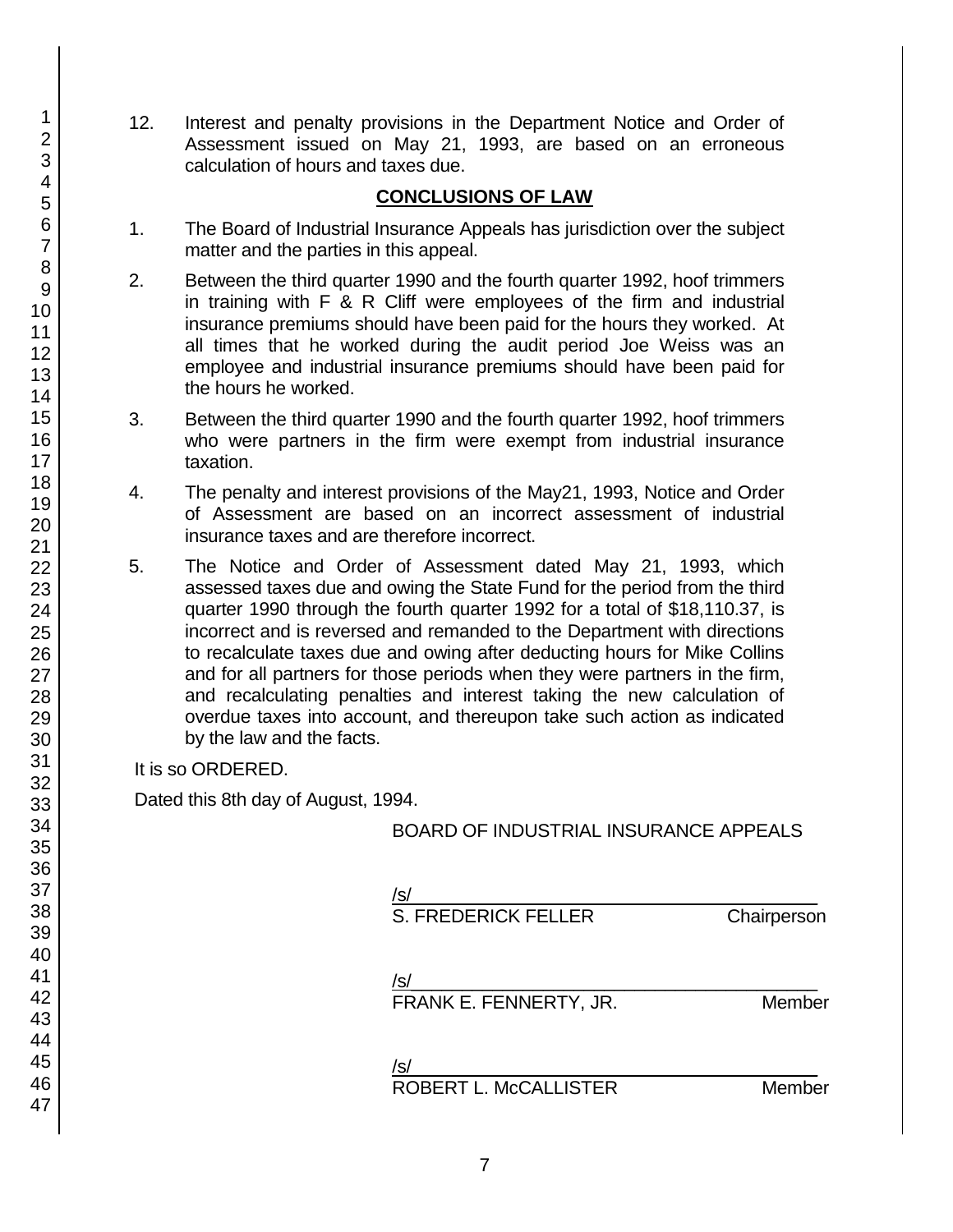12. Interest and penalty provisions in the Department Notice and Order of Assessment issued on May 21, 1993, are based on an erroneous calculation of hours and taxes due.

## CONCLUSIONS OF LAW

1. The Board of Industrial Insurance Appeals has jurisdiction over the subject matter and the parties in this appeal.

2. Between the third quarter 1990 and the fourth quarter 1992, hoof trimmers in training with F & R Cliff were employees of the firm and industrial insurance premiums should have been paid for the hours they worked. At all times that he worked during the audit period Joe Weiss was an employee and industrial insurance premiums should have been paid for the hours he worked.

3. Between the third quarter 1990 and the fourth quarter 1992, hoof trimmers who were partners in the firm were exempt from industrial insurance taxation.

4. The penalty and interest provisions of the May21, 1993, Notice and Order of Assessment are based on an incorrect assessment of industrial insurance taxes and are therefore incorrect.

5. The Notice and Order of Assessment dated May 21, 1993, which assessed taxes due and owing the State Fund for the period from the third quarter 1990 through the fourth quarter 1992 for a total of $18,110.37, is incorrect and is reversed and remanded to the Department with directions to recalculate taxes due and owing after deducting hours for Mike Collins and for all partners for those periods when they were partners in the firm, and recalculating penalties and interest taking the new calculation of overdue taxes into account, and thereupon take such action as indicated by the law and the facts.

It is so ORDERED.

Dated this 8th day of August, 1994.

BOARD OF INDUSTRIAL INSURANCE APPEALS

/s/
S. FREDERICK FELLER Chairperson

/s/
FRANK E. FENNERTY, JR. Member

/s/
ROBERT L. McCALLISTER Member